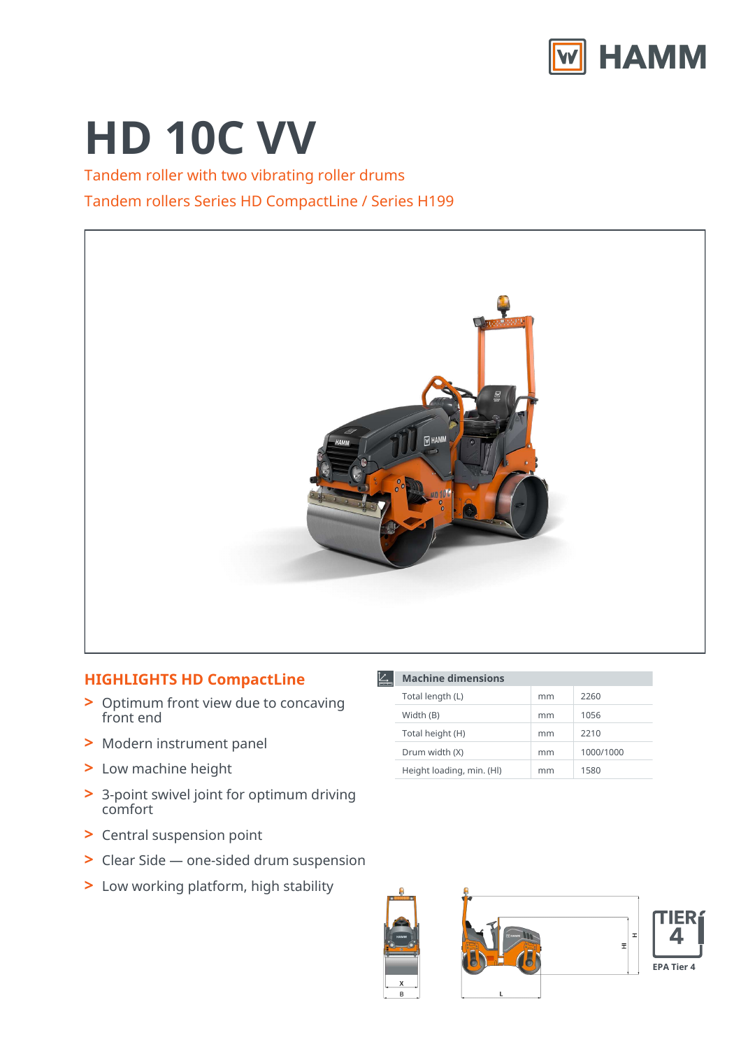HAMM

# HD 10C VV

Tandem roller with two vibrating roller drums

Tandem rollers Series HD CompactLine / Series H199

## HIGHLIGHTS HD CompactLine

- > Optimum front view due to concaving front end
- > Modern instrument panel
- > Low machine height
- > 3-point swivel joint for optimum driving comfort
- > Central suspension point
- > Clear Side — one-sided drum suspension
- > Low working platform, high stability

| Machine dimensions | | |
|---|---|---|
| Total length (L) | mm | 2260 |
| Width (B) | mm | 1056 |
| Total height (H) | mm | 2210 |
| Drum width (X) | mm | 1000/1000 |
| Height loading, min. (Hl) | mm | 1580 |

TIER 4

EPA Tier 4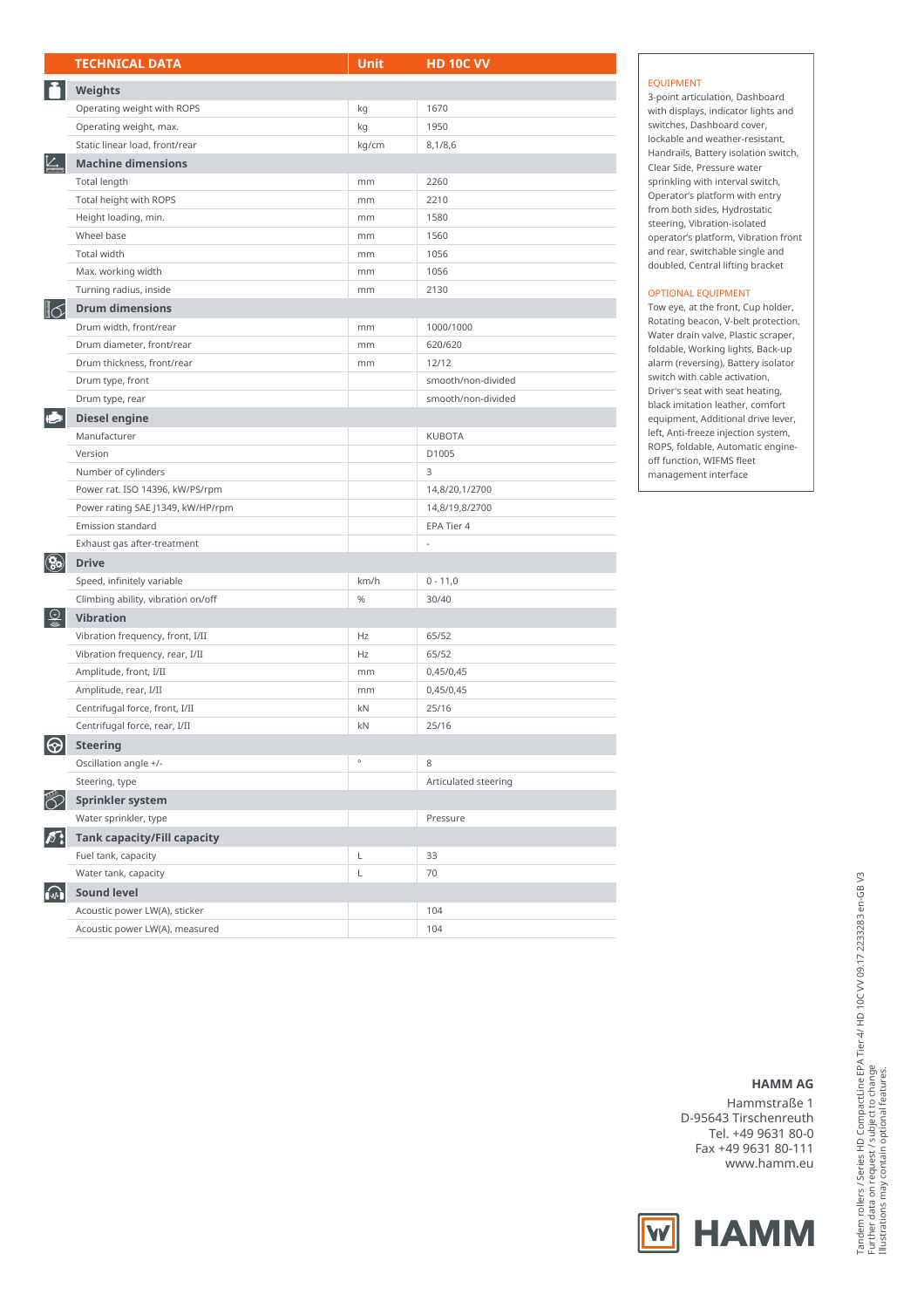| TECHNICAL DATA | Unit | HD 10C VV |
|---|---|---|
| **Weights** | | |
| Operating weight with ROPS | kg | 1670 |
| Operating weight, max. | kg | 1950 |
| Static linear load, front/rear | kg/cm | 8,1/8,6 |
| **Machine dimensions** | | |
| Total length | mm | 2260 |
| Total height with ROPS | mm | 2210 |
| Height loading, min. | mm | 1580 |
| Wheel base | mm | 1560 |
| Total width | mm | 1056 |
| Max. working width | mm | 1056 |
| Turning radius, inside | mm | 2130 |
| **Drum dimensions** | | |
| Drum width, front/rear | mm | 1000/1000 |
| Drum diameter, front/rear | mm | 620/620 |
| Drum thickness, front/rear | mm | 12/12 |
| Drum type, front | | smooth/non-divided |
| Drum type, rear | | smooth/non-divided |
| **Diesel engine** | | |
| Manufacturer | | KUBOTA |
| Version | | D1005 |
| Number of cylinders | | 3 |
| Power rat. ISO 14396, kW/PS/rpm | | 14,8/20,1/2700 |
| Power rating SAE J1349, kW/HP/rpm | | 14,8/19,8/2700 |
| Emission standard | | EPA Tier 4 |
| Exhaust gas after-treatment | | - |
| **Drive** | | |
| Speed, infinitely variable | km/h | 0 - 11,0 |
| Climbing ability, vibration on/off | % | 30/40 |
| **Vibration** | | |
| Vibration frequency, front, I/II | Hz | 65/52 |
| Vibration frequency, rear, I/II | Hz | 65/52 |
| Amplitude, front, I/II | mm | 0,45/0,45 |
| Amplitude, rear, I/II | mm | 0,45/0,45 |
| Centrifugal force, front, I/II | kN | 25/16 |
| Centrifugal force, rear, I/II | kN | 25/16 |
| **Steering** | | |
| Oscillation angle +/- | ° | 8 |
| Steering, type | | Articulated steering |
| **Sprinkler system** | | |
| Water sprinkler, type | | Pressure |
| **Tank capacity/Fill capacity** | | |
| Fuel tank, capacity | L | 33 |
| Water tank, capacity | L | 70 |
| **Sound level** | | |
| Acoustic power LW(A), sticker | | 104 |
| Acoustic power LW(A), measured | | 104 |

EQUIPMENT

3-point articulation, Dashboard with displays, indicator lights and switches, Dashboard cover, lockable and weather-resistant, Handrails, Battery isolation switch, Clear Side, Pressure water sprinkling with interval switch, Operator's platform with entry from both sides, Hydrostatic steering, Vibration-isolated operator's platform, Vibration front and rear, switchable single and doubled, Central lifting bracket

OPTIONAL EQUIPMENT

Tow eye, at the front, Cup holder, Rotating beacon, V-belt protection, Water drain valve, Plastic scraper, foldable, Working lights, Back-up alarm (reversing), Battery isolator switch with cable activation, Driver's seat with seat heating, black imitation leather, comfort equipment, Additional drive lever, left, Anti-freeze injection system, ROPS, foldable, Automatic engine-off function, WIFMS fleet management interface

**HAMM AG**
Hammstraße 1
D-95643 Tirschenreuth
Tel. +49 9631 80-0
Fax +49 9631 80-111
www.hamm.eu

HAMM

Tandem rollers / Series HD CompactLine EPA Tier 4/ HD 10C VV 09.17 2233283 en-GB V3
Further data on request / subject to change
Illustrations may contain optional features.